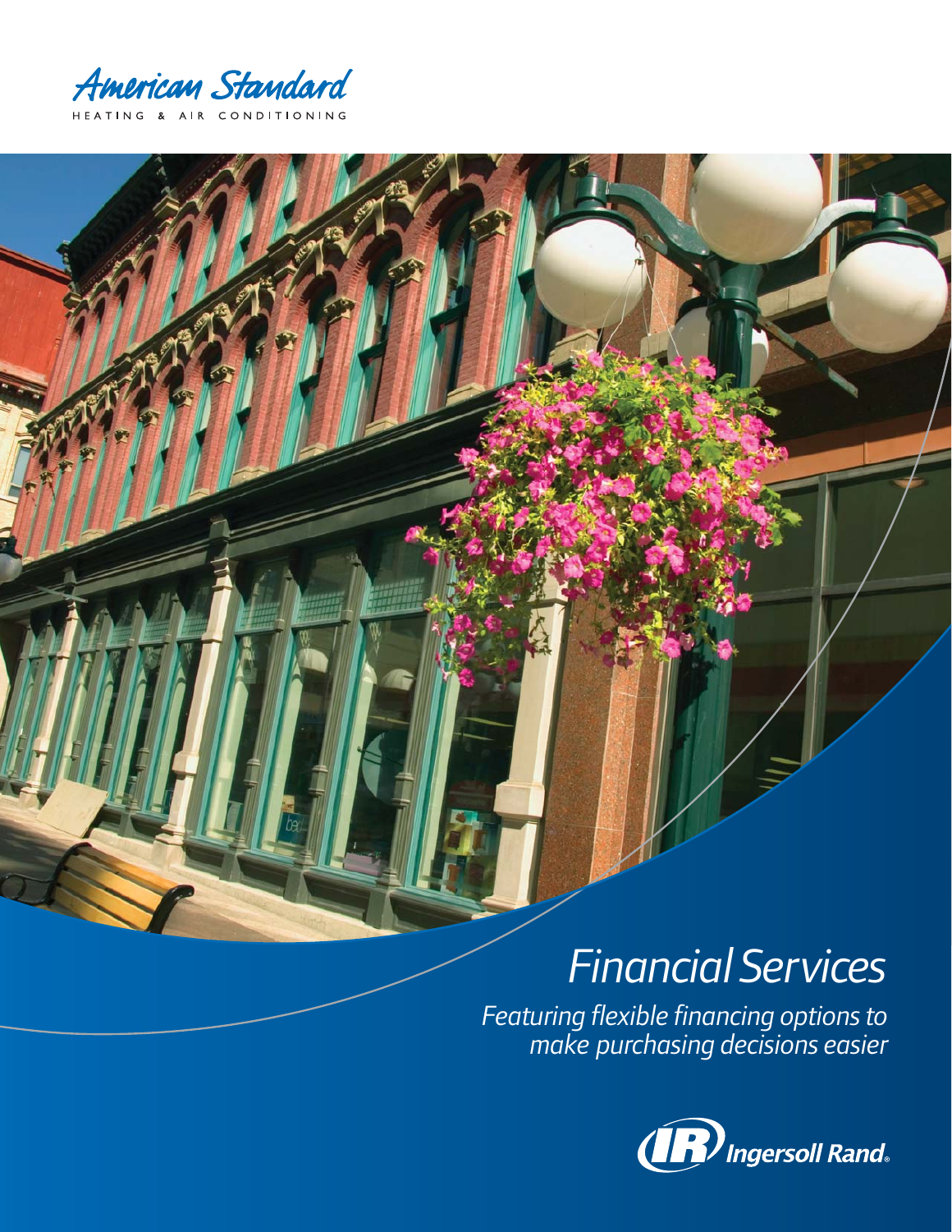American Standard

HEATING & AIR CONDITIONING

# Financial Services

*Featuring flexible financing options to make purchasing decisions easier*

Ingersoll Rand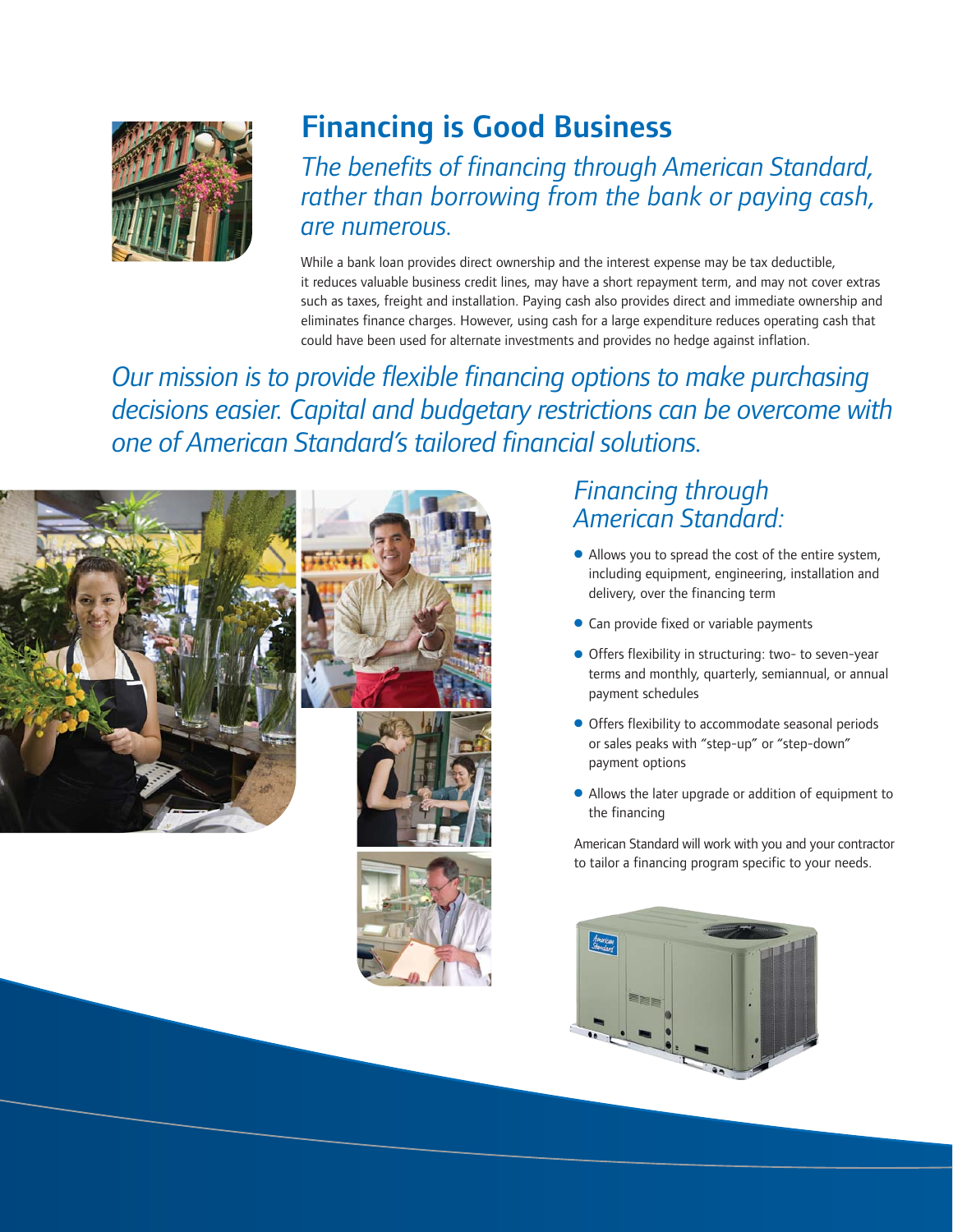# Financing is Good Business

*The benefits of financing through American Standard, rather than borrowing from the bank or paying cash, are numerous.*

While a bank loan provides direct ownership and the interest expense may be tax deductible, it reduces valuable business credit lines, may have a short repayment term, and may not cover extras such as taxes, freight and installation. Paying cash also provides direct and immediate ownership and eliminates finance charges. However, using cash for a large expenditure reduces operating cash that could have been used for alternate investments and provides no hedge against inflation.

*Our mission is to provide flexible financing options to make purchasing decisions easier. Capital and budgetary restrictions can be overcome with one of American Standard's tailored financial solutions.*

## *Financing through American Standard:*

- Allows you to spread the cost of the entire system, including equipment, engineering, installation and delivery, over the financing term
- Can provide fixed or variable payments
- Offers flexibility in structuring: two- to seven-year terms and monthly, quarterly, semiannual, or annual payment schedules
- Offers flexibility to accommodate seasonal periods or sales peaks with "step-up" or "step-down" payment options
- Allows the later upgrade or addition of equipment to the financing

American Standard will work with you and your contractor to tailor a financing program specific to your needs.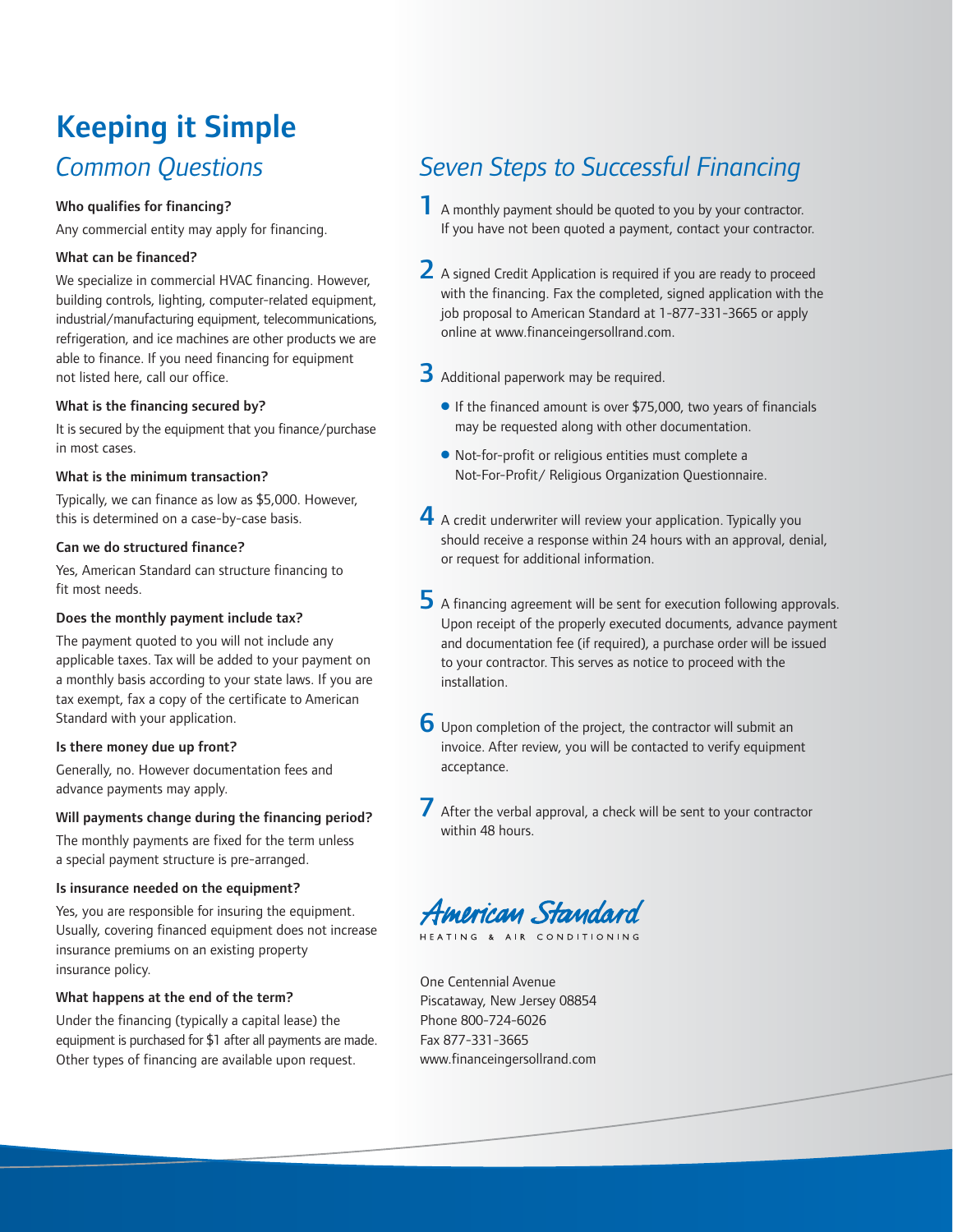# Keeping it Simple

## *Common Questions*

**Who qualifies for financing?**

Any commercial entity may apply for financing.

**What can be financed?**

We specialize in commercial HVAC financing. However, building controls, lighting, computer-related equipment, industrial/manufacturing equipment, telecommunications, refrigeration, and ice machines are other products we are able to finance. If you need financing for equipment not listed here, call our office.

**What is the financing secured by?**

It is secured by the equipment that you finance/purchase in most cases.

**What is the minimum transaction?**

Typically, we can finance as low as $5,000. However, this is determined on a case-by-case basis.

**Can we do structured finance?**

Yes, American Standard can structure financing to fit most needs.

**Does the monthly payment include tax?**

The payment quoted to you will not include any applicable taxes. Tax will be added to your payment on a monthly basis according to your state laws. If you are tax exempt, fax a copy of the certificate to American Standard with your application.

**Is there money due up front?**

Generally, no. However documentation fees and advance payments may apply.

**Will payments change during the financing period?**

The monthly payments are fixed for the term unless a special payment structure is pre-arranged.

**Is insurance needed on the equipment?**

Yes, you are responsible for insuring the equipment. Usually, covering financed equipment does not increase insurance premiums on an existing property insurance policy.

**What happens at the end of the term?**

Under the financing (typically a capital lease) the equipment is purchased for $1 after all payments are made. Other types of financing are available upon request.

## *Seven Steps to Successful Financing*

**1** A monthly payment should be quoted to you by your contractor. If you have not been quoted a payment, contact your contractor.

**2** A signed Credit Application is required if you are ready to proceed with the financing. Fax the completed, signed application with the job proposal to American Standard at 1-877-331-3665 or apply online at www.financeingersollrand.com.

**3** Additional paperwork may be required.

- If the financed amount is over $75,000, two years of financials may be requested along with other documentation.
- Not-for-profit or religious entities must complete a Not-For-Profit/ Religious Organization Questionnaire.

**4** A credit underwriter will review your application. Typically you should receive a response within 24 hours with an approval, denial, or request for additional information.

**5** A financing agreement will be sent for execution following approvals. Upon receipt of the properly executed documents, advance payment and documentation fee (if required), a purchase order will be issued to your contractor. This serves as notice to proceed with the installation.

**6** Upon completion of the project, the contractor will submit an invoice. After review, you will be contacted to verify equipment acceptance.

**7** After the verbal approval, a check will be sent to your contractor within 48 hours.

American Standard
HEATING & AIR CONDITIONING

One Centennial Avenue
Piscataway, New Jersey 08854
Phone 800-724-6026
Fax 877-331-3665
www.financeingersollrand.com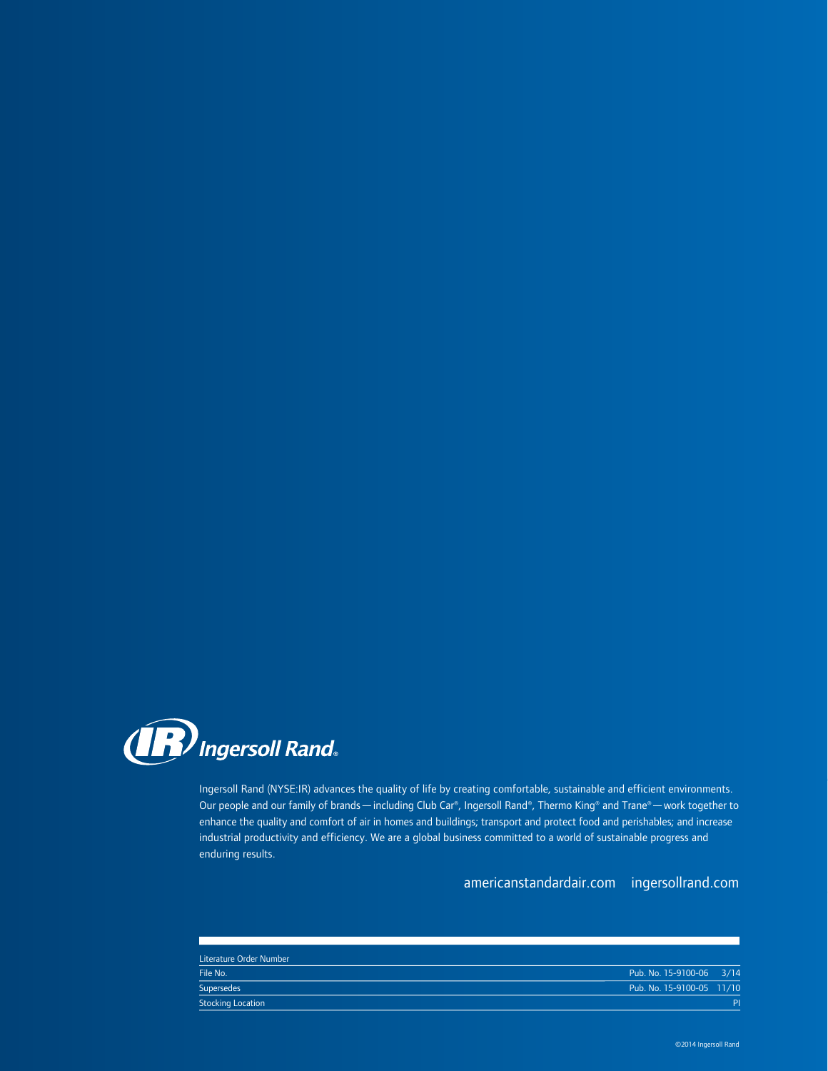Ingersoll Rand

Ingersoll Rand (NYSE:IR) advances the quality of life by creating comfortable, sustainable and efficient environments. Our people and our family of brands — including Club Car®, Ingersoll Rand®, Thermo King® and Trane® — work together to enhance the quality and comfort of air in homes and buildings; transport and protect food and perishables; and increase industrial productivity and efficiency. We are a global business committed to a world of sustainable progress and enduring results.

americanstandardair.com ingersollrand.com

| | |
|---|---|
| Literature Order Number | |
| File No. | Pub. No. 15-9100-06 3/14 |
| Supersedes | Pub. No. 15-9100-05 11/10 |
| Stocking Location | PI |

©2014 Ingersoll Rand